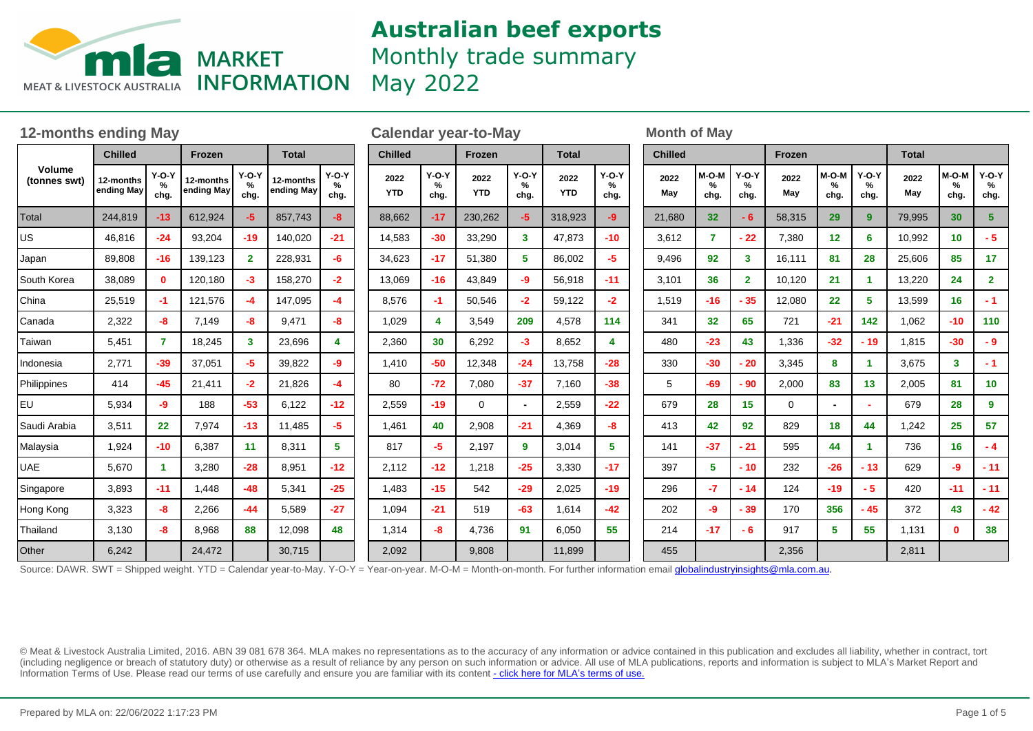# Australian beef exports

Monthly trade summary

May 2022

MLA MARKET INFORMATION — MEAT & LIVESTOCK AUSTRALIA

## 12-months ending May

| Volume (tonnes swt) | Chilled | | Frozen | | Total | |
|---|---|---|---|---|---|---|
| | 12-months ending May | Y-O-Y % chg. | 12-months ending May | Y-O-Y % chg. | 12-months ending May | Y-O-Y % chg. |
| Total | 244,819 | -13 | 612,924 | -5 | 857,743 | -8 |
| US | 46,816 | -24 | 93,204 | -19 | 140,020 | -21 |
| Japan | 89,808 | -16 | 139,123 | 2 | 228,931 | -6 |
| South Korea | 38,089 | 0 | 120,180 | -3 | 158,270 | -2 |
| China | 25,519 | -1 | 121,576 | -4 | 147,095 | -4 |
| Canada | 2,322 | -8 | 7,149 | -8 | 9,471 | -8 |
| Taiwan | 5,451 | 7 | 18,245 | 3 | 23,696 | 4 |
| Indonesia | 2,771 | -39 | 37,051 | -5 | 39,822 | -9 |
| Philippines | 414 | -45 | 21,411 | -2 | 21,826 | -4 |
| EU | 5,934 | -9 | 188 | -53 | 6,122 | -12 |
| Saudi Arabia | 3,511 | 22 | 7,974 | -13 | 11,485 | -5 |
| Malaysia | 1,924 | -10 | 6,387 | 11 | 8,311 | 5 |
| UAE | 5,670 | 1 | 3,280 | -28 | 8,951 | -12 |
| Singapore | 3,893 | -11 | 1,448 | -48 | 5,341 | -25 |
| Hong Kong | 3,323 | -8 | 2,266 | -44 | 5,589 | -27 |
| Thailand | 3,130 | -8 | 8,968 | 88 | 12,098 | 48 |
| Other | 6,242 | | 24,472 | | 30,715 | |

## Calendar year-to-May

| Volume (tonnes swt) | Chilled | | Frozen | | Total | |
|---|---|---|---|---|---|---|
| | 2022 YTD | Y-O-Y % chg. | 2022 YTD | Y-O-Y % chg. | 2022 YTD | Y-O-Y % chg. |
| Total | 88,662 | -17 | 230,262 | -5 | 318,923 | -9 |
| US | 14,583 | -30 | 33,290 | 3 | 47,873 | -10 |
| Japan | 34,623 | -17 | 51,380 | 5 | 86,002 | -5 |
| South Korea | 13,069 | -16 | 43,849 | -9 | 56,918 | -11 |
| China | 8,576 | -1 | 50,546 | -2 | 59,122 | -2 |
| Canada | 1,029 | 4 | 3,549 | 209 | 4,578 | 114 |
| Taiwan | 2,360 | 30 | 6,292 | -3 | 8,652 | 4 |
| Indonesia | 1,410 | -50 | 12,348 | -24 | 13,758 | -28 |
| Philippines | 80 | -72 | 7,080 | -37 | 7,160 | -38 |
| EU | 2,559 | -19 | 0 | - | 2,559 | -22 |
| Saudi Arabia | 1,461 | 40 | 2,908 | -21 | 4,369 | -8 |
| Malaysia | 817 | -5 | 2,197 | 9 | 3,014 | 5 |
| UAE | 2,112 | -12 | 1,218 | -25 | 3,330 | -17 |
| Singapore | 1,483 | -15 | 542 | -29 | 2,025 | -19 |
| Hong Kong | 1,094 | -21 | 519 | -63 | 1,614 | -42 |
| Thailand | 1,314 | -8 | 4,736 | 91 | 6,050 | 55 |
| Other | 2,092 | | 9,808 | | 11,899 | |

## Month of May

| Volume (tonnes swt) | Chilled | | | Frozen | | | Total | | |
|---|---|---|---|---|---|---|---|---|---|
| | 2022 May | M-O-M % chg. | Y-O-Y % chg. | 2022 May | M-O-M % chg. | Y-O-Y % chg. | 2022 May | M-O-M % chg. | Y-O-Y % chg. |
| Total | 21,680 | 32 | - 6 | 58,315 | 29 | 9 | 79,995 | 30 | 5 |
| US | 3,612 | 7 | - 22 | 7,380 | 12 | 6 | 10,992 | 10 | - 5 |
| Japan | 9,496 | 92 | 3 | 16,111 | 81 | 28 | 25,606 | 85 | 17 |
| South Korea | 3,101 | 36 | 2 | 10,120 | 21 | 1 | 13,220 | 24 | 2 |
| China | 1,519 | -16 | - 35 | 12,080 | 22 | 5 | 13,599 | 16 | - 1 |
| Canada | 341 | 32 | 65 | 721 | -21 | 142 | 1,062 | -10 | 110 |
| Taiwan | 480 | -23 | 43 | 1,336 | -32 | - 19 | 1,815 | -30 | - 9 |
| Indonesia | 330 | -30 | - 20 | 3,345 | 8 | 1 | 3,675 | 3 | - 1 |
| Philippines | 5 | -69 | - 90 | 2,000 | 83 | 13 | 2,005 | 81 | 10 |
| EU | 679 | 28 | 15 | 0 | - | - | 679 | 28 | 9 |
| Saudi Arabia | 413 | 42 | 92 | 829 | 18 | 44 | 1,242 | 25 | 57 |
| Malaysia | 141 | -37 | - 21 | 595 | 44 | 1 | 736 | 16 | - 4 |
| UAE | 397 | 5 | - 10 | 232 | -26 | - 13 | 629 | -9 | - 11 |
| Singapore | 296 | -7 | - 14 | 124 | -19 | - 5 | 420 | -11 | - 11 |
| Hong Kong | 202 | -9 | - 39 | 170 | 356 | - 45 | 372 | 43 | - 42 |
| Thailand | 214 | -17 | - 6 | 917 | 5 | 55 | 1,131 | 0 | 38 |
| Other | 455 | | | 2,356 | | | 2,811 | | |

Source: DAWR. SWT = Shipped weight. YTD = Calendar year-to-May. Y-O-Y = Year-on-year. M-O-M = Month-on-month. For further information email globalindustryinsights@mla.com.au.

© Meat & Livestock Australia Limited, 2016. ABN 39 081 678 364. MLA makes no representations as to the accuracy of any information or advice contained in this publication and excludes all liability, whether in contract, tort (including negligence or breach of statutory duty) or otherwise as a result of reliance by any person on such information or advice. All use of MLA publications, reports and information is subject to MLA's Market Report and Information Terms of Use. Please read our terms of use carefully and ensure you are familiar with its content - click here for MLA's terms of use.

Prepared by MLA on: 22/06/2022 1:17:23 PM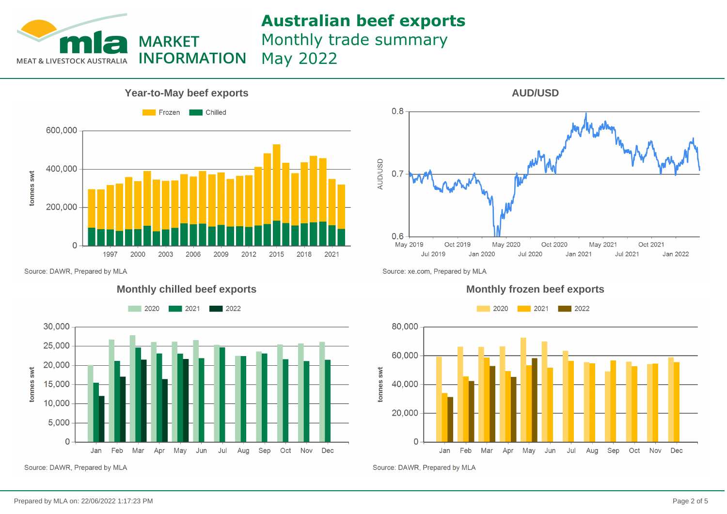# Australian beef exports

Monthly trade summary

May 2022

MLA MARKET INFORMATION — MEAT & LIVESTOCK AUSTRALIA

## Year-to-May beef exports

Frozen | Chilled

tonnes swt

Source: DAWR, Prepared by MLA

## AUD/USD

Source: xe.com, Prepared by MLA

## Monthly chilled beef exports

2020 | 2021 | 2022

tonnes swt

Source: DAWR, Prepared by MLA

## Monthly frozen beef exports

2020 | 2021 | 2022

tonnes swt

Source: DAWR, Prepared by MLA

Prepared by MLA on: 22/06/2022 1:17:23 PM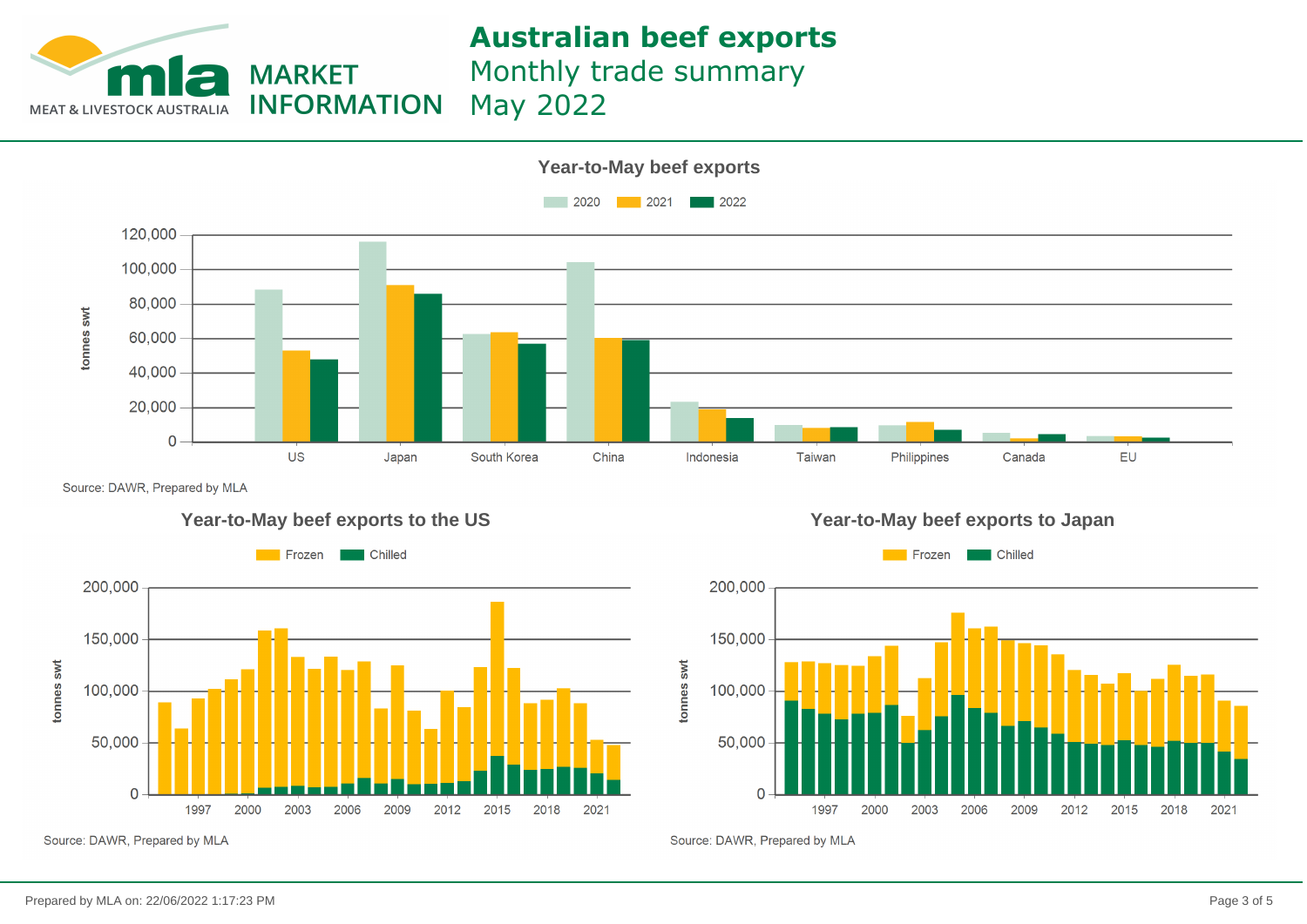# Australian beef exports

Monthly trade summary

May 2022

MARKET INFORMATION

MEAT & LIVESTOCK AUSTRALIA

## Year-to-May beef exports

2020 | 2021 | 2022

tonnes swt

120,000
100,000
80,000
60,000
40,000
20,000
0

US | Japan | South Korea | China | Indonesia | Taiwan | Philippines | Canada | EU

Source: DAWR, Prepared by MLA

## Year-to-May beef exports to the US

Frozen | Chilled

tonnes swt

200,000
150,000
100,000
50,000
0

1997 | 2000 | 2003 | 2006 | 2009 | 2012 | 2015 | 2018 | 2021

Source: DAWR, Prepared by MLA

## Year-to-May beef exports to Japan

Frozen | Chilled

tonnes swt

200,000
150,000
100,000
50,000
0

1997 | 2000 | 2003 | 2006 | 2009 | 2012 | 2015 | 2018 | 2021

Source: DAWR, Prepared by MLA

Prepared by MLA on: 22/06/2022 1:17:23 PM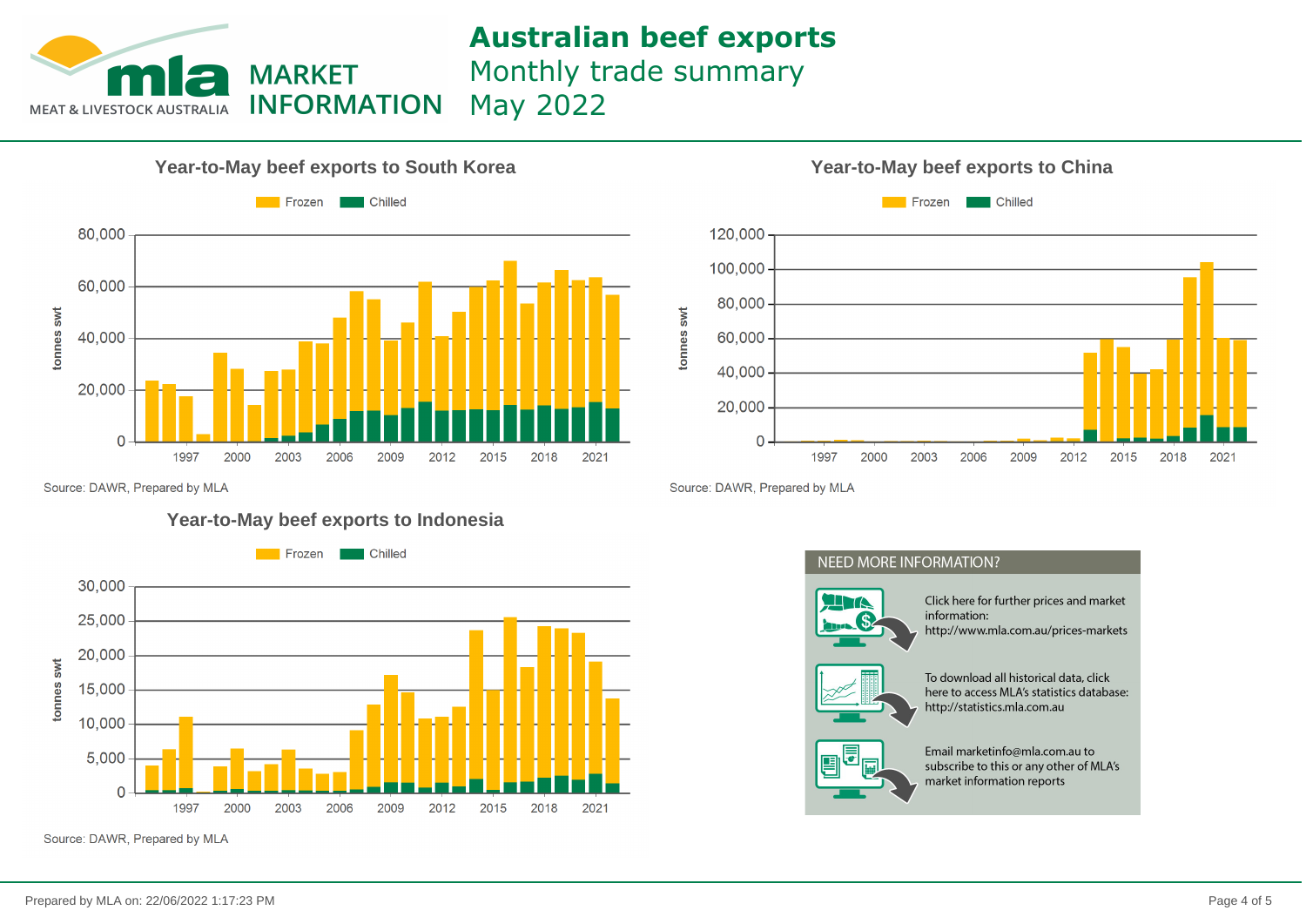# Australian beef exports

Monthly trade summary

May 2022

MEAT & LIVESTOCK AUSTRALIA — MARKET INFORMATION

## Year-to-May beef exports to South Korea

Frozen | Chilled

tonnes swt

Source: DAWR, Prepared by MLA

## Year-to-May beef exports to China

Frozen | Chilled

tonnes swt

Source: DAWR, Prepared by MLA

## Year-to-May beef exports to Indonesia

Frozen | Chilled

tonnes swt

Source: DAWR, Prepared by MLA

## NEED MORE INFORMATION?

Click here for further prices and market information:
http://www.mla.com.au/prices-markets

To download all historical data, click here to access MLA's statistics database:
http://statistics.mla.com.au

Email marketinfo@mla.com.au to subscribe to this or any other of MLA's market information reports

Prepared by MLA on: 22/06/2022 1:17:23 PM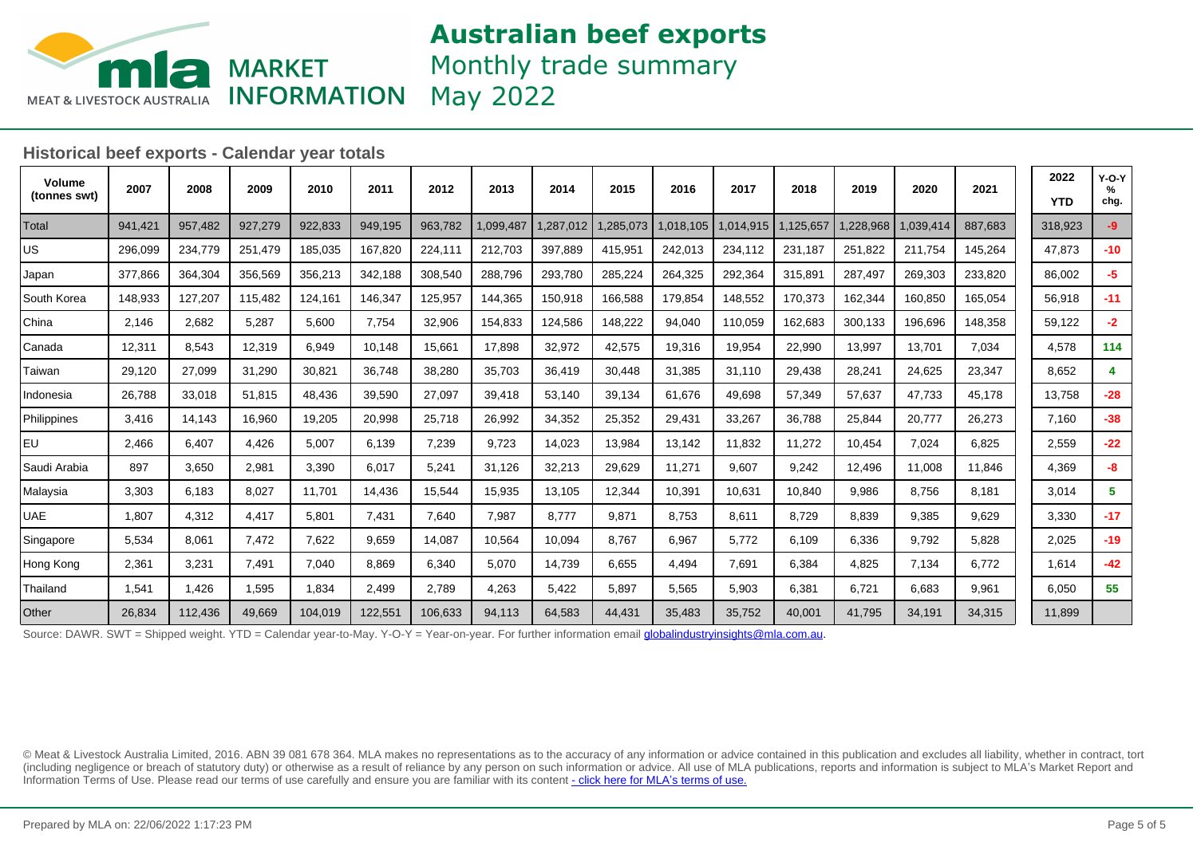# Australian beef exports

Monthly trade summary

May 2022

MEAT & LIVESTOCK AUSTRALIA — MARKET INFORMATION

## Historical beef exports - Calendar year totals

| Volume (tonnes swt) | 2007 | 2008 | 2009 | 2010 | 2011 | 2012 | 2013 | 2014 | 2015 | 2016 | 2017 | 2018 | 2019 | 2020 | 2021 | 2022 YTD | Y-O-Y % chg. |
|---|---|---|---|---|---|---|---|---|---|---|---|---|---|---|---|---|---|
| Total | 941,421 | 957,482 | 927,279 | 922,833 | 949,195 | 963,782 | 1,099,487 | 1,287,012 | 1,285,073 | 1,018,105 | 1,014,915 | 1,125,657 | 1,228,968 | 1,039,414 | 887,683 | 318,923 | -9 |
| US | 296,099 | 234,779 | 251,479 | 185,035 | 167,820 | 224,111 | 212,703 | 397,889 | 415,951 | 242,013 | 234,112 | 231,187 | 251,822 | 211,754 | 145,264 | 47,873 | -10 |
| Japan | 377,866 | 364,304 | 356,569 | 356,213 | 342,188 | 308,540 | 288,796 | 293,780 | 285,224 | 264,325 | 292,364 | 315,891 | 287,497 | 269,303 | 233,820 | 86,002 | -5 |
| South Korea | 148,933 | 127,207 | 115,482 | 124,161 | 146,347 | 125,957 | 144,365 | 150,918 | 166,588 | 179,854 | 148,552 | 170,373 | 162,344 | 160,850 | 165,054 | 56,918 | -11 |
| China | 2,146 | 2,682 | 5,287 | 5,600 | 7,754 | 32,906 | 154,833 | 124,586 | 148,222 | 94,040 | 110,059 | 162,683 | 300,133 | 196,696 | 148,358 | 59,122 | -2 |
| Canada | 12,311 | 8,543 | 12,319 | 6,949 | 10,148 | 15,661 | 17,898 | 32,972 | 42,575 | 19,316 | 19,954 | 22,990 | 13,997 | 13,701 | 7,034 | 4,578 | 114 |
| Taiwan | 29,120 | 27,099 | 31,290 | 30,821 | 36,748 | 38,280 | 35,703 | 36,419 | 30,448 | 31,385 | 31,110 | 29,438 | 28,241 | 24,625 | 23,347 | 8,652 | 4 |
| Indonesia | 26,788 | 33,018 | 51,815 | 48,436 | 39,590 | 27,097 | 39,418 | 53,140 | 39,134 | 61,676 | 49,698 | 57,349 | 57,637 | 47,733 | 45,178 | 13,758 | -28 |
| Philippines | 3,416 | 14,143 | 16,960 | 19,205 | 20,998 | 25,718 | 26,992 | 34,352 | 25,352 | 29,431 | 33,267 | 36,788 | 25,844 | 20,777 | 26,273 | 7,160 | -38 |
| EU | 2,466 | 6,407 | 4,426 | 5,007 | 6,139 | 7,239 | 9,723 | 14,023 | 13,984 | 13,142 | 11,832 | 11,272 | 10,454 | 7,024 | 6,825 | 2,559 | -22 |
| Saudi Arabia | 897 | 3,650 | 2,981 | 3,390 | 6,017 | 5,241 | 31,126 | 32,213 | 29,629 | 11,271 | 9,607 | 9,242 | 12,496 | 11,008 | 11,846 | 4,369 | -8 |
| Malaysia | 3,303 | 6,183 | 8,027 | 11,701 | 14,436 | 15,544 | 15,935 | 13,105 | 12,344 | 10,391 | 10,631 | 10,840 | 9,986 | 8,756 | 8,181 | 3,014 | 5 |
| UAE | 1,807 | 4,312 | 4,417 | 5,801 | 7,431 | 7,640 | 7,987 | 8,777 | 9,871 | 8,753 | 8,611 | 8,729 | 8,839 | 9,385 | 9,629 | 3,330 | -17 |
| Singapore | 5,534 | 8,061 | 7,472 | 7,622 | 9,659 | 14,087 | 10,564 | 10,094 | 8,767 | 6,967 | 5,772 | 6,109 | 6,336 | 9,792 | 5,828 | 2,025 | -19 |
| Hong Kong | 2,361 | 3,231 | 7,491 | 7,040 | 8,869 | 6,340 | 5,070 | 14,739 | 6,655 | 4,494 | 7,691 | 6,384 | 4,825 | 7,134 | 6,772 | 1,614 | -42 |
| Thailand | 1,541 | 1,426 | 1,595 | 1,834 | 2,499 | 2,789 | 4,263 | 5,422 | 5,897 | 5,565 | 5,903 | 6,381 | 6,721 | 6,683 | 9,961 | 6,050 | 55 |
| Other | 26,834 | 112,436 | 49,669 | 104,019 | 122,551 | 106,633 | 94,113 | 64,583 | 44,431 | 35,483 | 35,752 | 40,001 | 41,795 | 34,191 | 34,315 | 11,899 | |

Source: DAWR. SWT = Shipped weight. YTD = Calendar year-to-May. Y-O-Y = Year-on-year. For further information email globalindustryinsights@mla.com.au.

© Meat & Livestock Australia Limited, 2016. ABN 39 081 678 364. MLA makes no representations as to the accuracy of any information or advice contained in this publication and excludes all liability, whether in contract, tort (including negligence or breach of statutory duty) or otherwise as a result of reliance by any person on such information or advice. All use of MLA publications, reports and information is subject to MLA's Market Report and Information Terms of Use. Please read our terms of use carefully and ensure you are familiar with its content - click here for MLA's terms of use.

Prepared by MLA on: 22/06/2022 1:17:23 PM